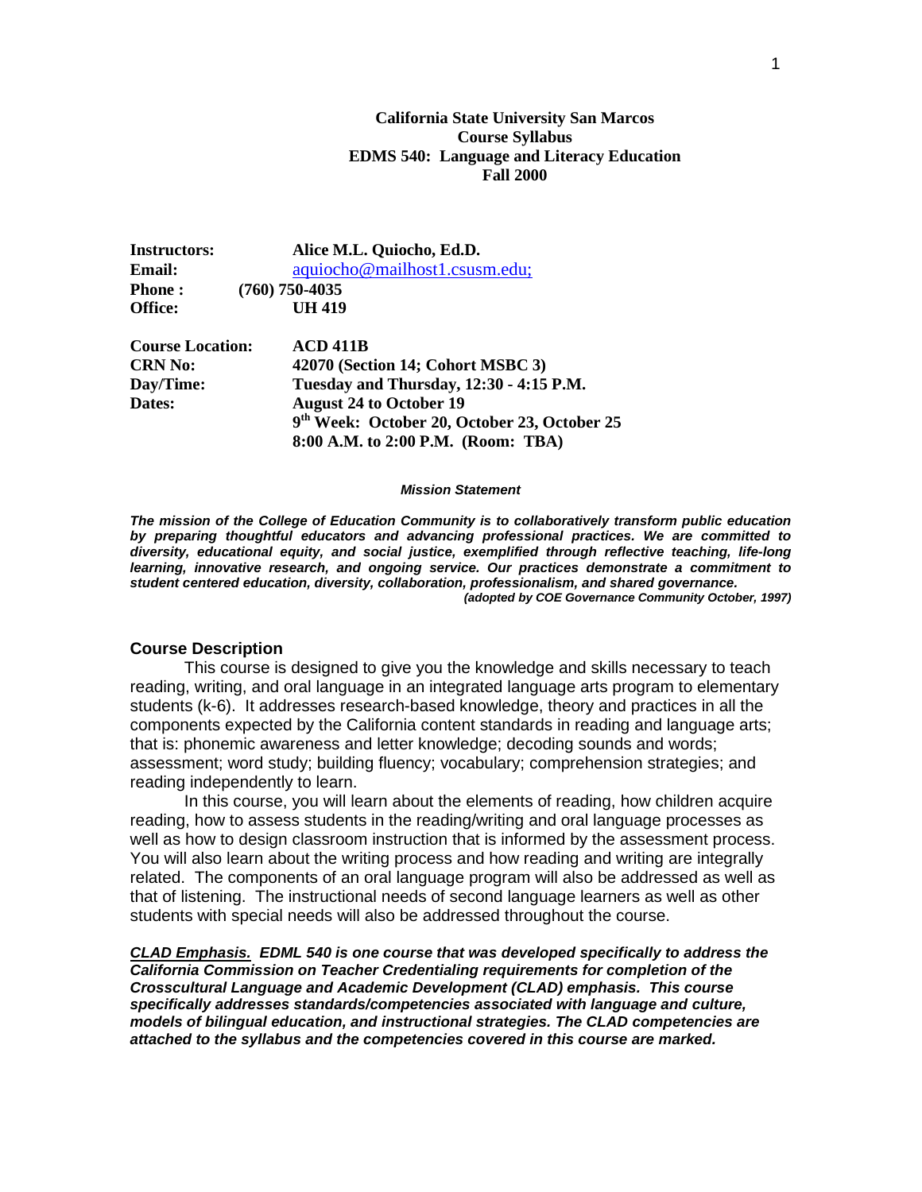**California State University San Marcos**
**Course Syllabus**
**EDMS 540: Language and Literacy Education**
**Fall 2000**

| | |
|---|---|
| **Instructors:** | **Alice M.L. Quiocho, Ed.D.** |
| **Email:** | aquiocho@mailhost1.csusm.edu; |
| **Phone :** | **(760) 750-4035** |
| **Office:** | **UH 419** |
| **Course Location:** | **ACD 411B** |
| **CRN No:** | **42070 (Section 14; Cohort MSBC 3)** |
| **Day/Time:** | **Tuesday and Thursday, 12:30 - 4:15 P.M.** |
| **Dates:** | **August 24 to October 19** |
| | **9th Week: October 20, October 23, October 25** |
| | **8:00 A.M. to 2:00 P.M. (Room: TBA)** |

***Mission Statement***

***The mission of the College of Education Community is to collaboratively transform public education by preparing thoughtful educators and advancing professional practices. We are committed to diversity, educational equity, and social justice, exemplified through reflective teaching, life-long learning, innovative research, and ongoing service. Our practices demonstrate a commitment to student centered education, diversity, collaboration, professionalism, and shared governance.***
***(adopted by COE Governance Community October, 1997)***

## Course Description

This course is designed to give you the knowledge and skills necessary to teach reading, writing, and oral language in an integrated language arts program to elementary students (k-6). It addresses research-based knowledge, theory and practices in all the components expected by the California content standards in reading and language arts; that is: phonemic awareness and letter knowledge; decoding sounds and words; assessment; word study; building fluency; vocabulary; comprehension strategies; and reading independently to learn.

In this course, you will learn about the elements of reading, how children acquire reading, how to assess students in the reading/writing and oral language processes as well as how to design classroom instruction that is informed by the assessment process. You will also learn about the writing process and how reading and writing are integrally related. The components of an oral language program will also be addressed as well as that of listening. The instructional needs of second language learners as well as other students with special needs will also be addressed throughout the course.

***CLAD Emphasis.*** ***EDML 540 is one course that was developed specifically to address the California Commission on Teacher Credentialing requirements for completion of the Crosscultural Language and Academic Development (CLAD) emphasis. This course specifically addresses standards/competencies associated with language and culture, models of bilingual education, and instructional strategies. The CLAD competencies are attached to the syllabus and the competencies covered in this course are marked.***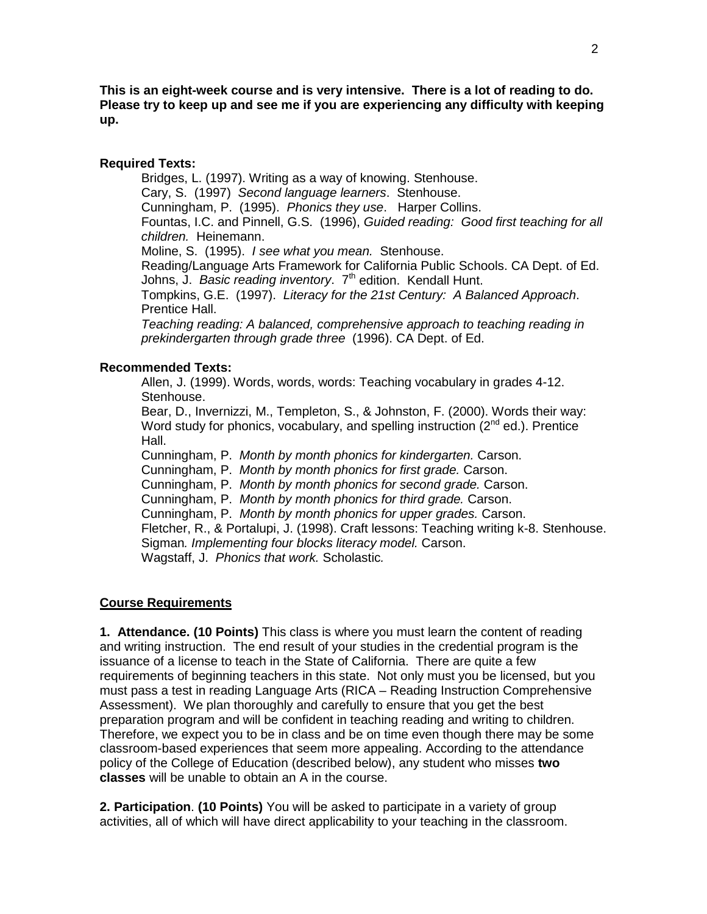**This is an eight-week course and is very intensive. There is a lot of reading to do. Please try to keep up and see me if you are experiencing any difficulty with keeping up.**

**Required Texts:**

Bridges, L. (1997). Writing as a way of knowing. Stenhouse.
Cary, S. (1997) *Second language learners*. Stenhouse.
Cunningham, P. (1995). *Phonics they use*. Harper Collins.
Fountas, I.C. and Pinnell, G.S. (1996), *Guided reading: Good first teaching for all children.* Heinemann.
Moline, S. (1995). *I see what you mean.* Stenhouse.
Reading/Language Arts Framework for California Public Schools. CA Dept. of Ed.
Johns, J. *Basic reading inventory*. 7th edition. Kendall Hunt.
Tompkins, G.E. (1997). *Literacy for the 21st Century: A Balanced Approach*. Prentice Hall.
*Teaching reading: A balanced, comprehensive approach to teaching reading in prekindergarten through grade three* (1996). CA Dept. of Ed.

**Recommended Texts:**

Allen, J. (1999). Words, words, words: Teaching vocabulary in grades 4-12. Stenhouse.
Bear, D., Invernizzi, M., Templeton, S., & Johnston, F. (2000). Words their way: Word study for phonics, vocabulary, and spelling instruction (2nd ed.). Prentice Hall.
Cunningham, P. *Month by month phonics for kindergarten.* Carson.
Cunningham, P. *Month by month phonics for first grade.* Carson.
Cunningham, P. *Month by month phonics for second grade.* Carson.
Cunningham, P. *Month by month phonics for third grade.* Carson.
Cunningham, P. *Month by month phonics for upper grades.* Carson.
Fletcher, R., & Portalupi, J. (1998). Craft lessons: Teaching writing k-8. Stenhouse.
Sigman*. Implementing four blocks literacy model.* Carson.
Wagstaff, J. *Phonics that work.* Scholastic*.*

## Course Requirements

**1. Attendance. (10 Points)** This class is where you must learn the content of reading and writing instruction. The end result of your studies in the credential program is the issuance of a license to teach in the State of California. There are quite a few requirements of beginning teachers in this state. Not only must you be licensed, but you must pass a test in reading Language Arts (RICA – Reading Instruction Comprehensive Assessment). We plan thoroughly and carefully to ensure that you get the best preparation program and will be confident in teaching reading and writing to children. Therefore, we expect you to be in class and be on time even though there may be some classroom-based experiences that seem more appealing. According to the attendance policy of the College of Education (described below), any student who misses **two classes** will be unable to obtain an A in the course.

**2. Participation**. **(10 Points)** You will be asked to participate in a variety of group activities, all of which will have direct applicability to your teaching in the classroom.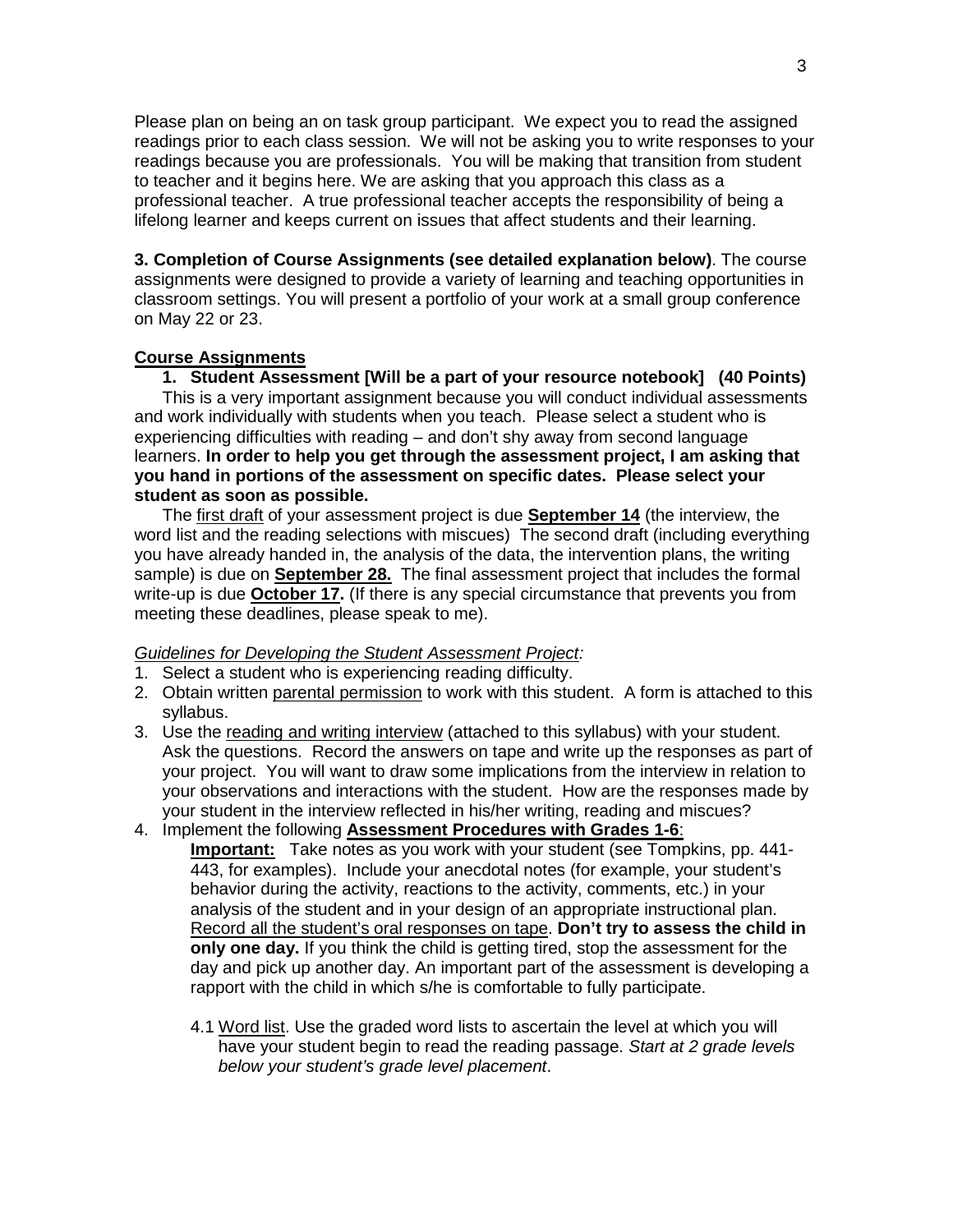Please plan on being an on task group participant. We expect you to read the assigned readings prior to each class session. We will not be asking you to write responses to your readings because you are professionals. You will be making that transition from student to teacher and it begins here. We are asking that you approach this class as a professional teacher. A true professional teacher accepts the responsibility of being a lifelong learner and keeps current on issues that affect students and their learning.

**3. Completion of Course Assignments (see detailed explanation below)**. The course assignments were designed to provide a variety of learning and teaching opportunities in classroom settings. You will present a portfolio of your work at a small group conference on May 22 or 23.

**Course Assignments**

**1. Student Assessment [Will be a part of your resource notebook] (40 Points)**

This is a very important assignment because you will conduct individual assessments and work individually with students when you teach. Please select a student who is experiencing difficulties with reading – and don't shy away from second language learners. **In order to help you get through the assessment project, I am asking that you hand in portions of the assessment on specific dates. Please select your student as soon as possible.**

The first draft of your assessment project is due **September 14** (the interview, the word list and the reading selections with miscues) The second draft (including everything you have already handed in, the analysis of the data, the intervention plans, the writing sample) is due on **September 28.** The final assessment project that includes the formal write-up is due **October 17.** (If there is any special circumstance that prevents you from meeting these deadlines, please speak to me).

*Guidelines for Developing the Student Assessment Project:*

1. Select a student who is experiencing reading difficulty.
2. Obtain written parental permission to work with this student. A form is attached to this syllabus.
3. Use the reading and writing interview (attached to this syllabus) with your student. Ask the questions. Record the answers on tape and write up the responses as part of your project. You will want to draw some implications from the interview in relation to your observations and interactions with the student. How are the responses made by your student in the interview reflected in his/her writing, reading and miscues?
4. Implement the following **Assessment Procedures with Grades 1-6**:

   **Important:** Take notes as you work with your student (see Tompkins, pp. 441-443, for examples). Include your anecdotal notes (for example, your student's behavior during the activity, reactions to the activity, comments, etc.) in your analysis of the student and in your design of an appropriate instructional plan. Record all the student's oral responses on tape. **Don't try to assess the child in only one day.** If you think the child is getting tired, stop the assessment for the day and pick up another day. An important part of the assessment is developing a rapport with the child in which s/he is comfortable to fully participate.

   4.1 Word list. Use the graded word lists to ascertain the level at which you will have your student begin to read the reading passage. *Start at 2 grade levels below your student's grade level placement*.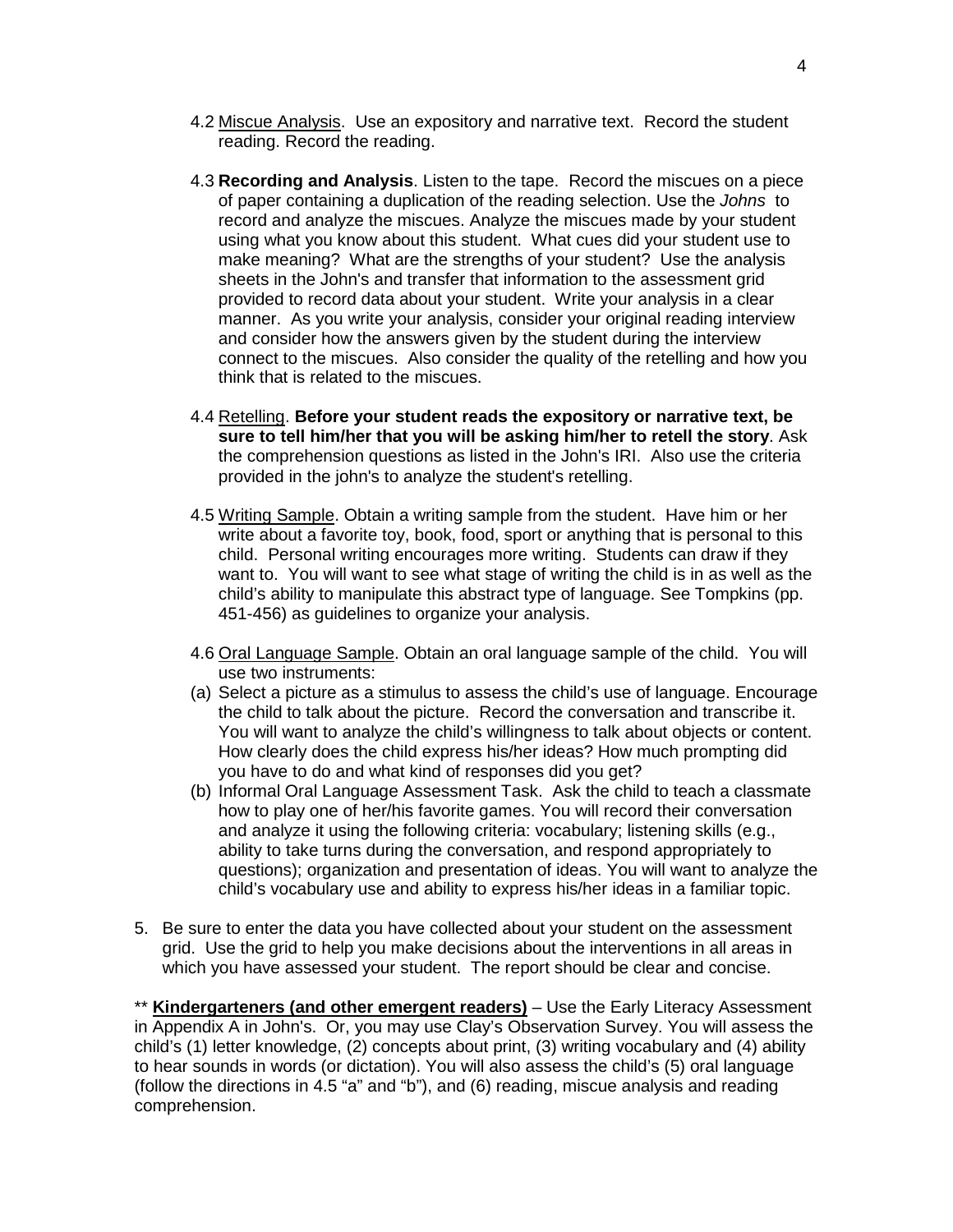4.2 Miscue Analysis. Use an expository and narrative text. Record the student reading. Record the reading.

4.3 **Recording and Analysis**. Listen to the tape. Record the miscues on a piece of paper containing a duplication of the reading selection. Use the *Johns* to record and analyze the miscues. Analyze the miscues made by your student using what you know about this student. What cues did your student use to make meaning? What are the strengths of your student? Use the analysis sheets in the John's and transfer that information to the assessment grid provided to record data about your student. Write your analysis in a clear manner. As you write your analysis, consider your original reading interview and consider how the answers given by the student during the interview connect to the miscues. Also consider the quality of the retelling and how you think that is related to the miscues.

4.4 Retelling. **Before your student reads the expository or narrative text, be sure to tell him/her that you will be asking him/her to retell the story**. Ask the comprehension questions as listed in the John's IRI. Also use the criteria provided in the john's to analyze the student's retelling.

4.5 Writing Sample. Obtain a writing sample from the student. Have him or her write about a favorite toy, book, food, sport or anything that is personal to this child. Personal writing encourages more writing. Students can draw if they want to. You will want to see what stage of writing the child is in as well as the child's ability to manipulate this abstract type of language. See Tompkins (pp. 451-456) as guidelines to organize your analysis.

4.6 Oral Language Sample. Obtain an oral language sample of the child. You will use two instruments:

(a) Select a picture as a stimulus to assess the child's use of language. Encourage the child to talk about the picture. Record the conversation and transcribe it. You will want to analyze the child's willingness to talk about objects or content. How clearly does the child express his/her ideas? How much prompting did you have to do and what kind of responses did you get?

(b) Informal Oral Language Assessment Task. Ask the child to teach a classmate how to play one of her/his favorite games. You will record their conversation and analyze it using the following criteria: vocabulary; listening skills (e.g., ability to take turns during the conversation, and respond appropriately to questions); organization and presentation of ideas. You will want to analyze the child's vocabulary use and ability to express his/her ideas in a familiar topic.

5. Be sure to enter the data you have collected about your student on the assessment grid. Use the grid to help you make decisions about the interventions in all areas in which you have assessed your student. The report should be clear and concise.

** **Kindergarteners (and other emergent readers)** – Use the Early Literacy Assessment in Appendix A in John's. Or, you may use Clay's Observation Survey. You will assess the child's (1) letter knowledge, (2) concepts about print, (3) writing vocabulary and (4) ability to hear sounds in words (or dictation). You will also assess the child's (5) oral language (follow the directions in 4.5 "a" and "b"), and (6) reading, miscue analysis and reading comprehension.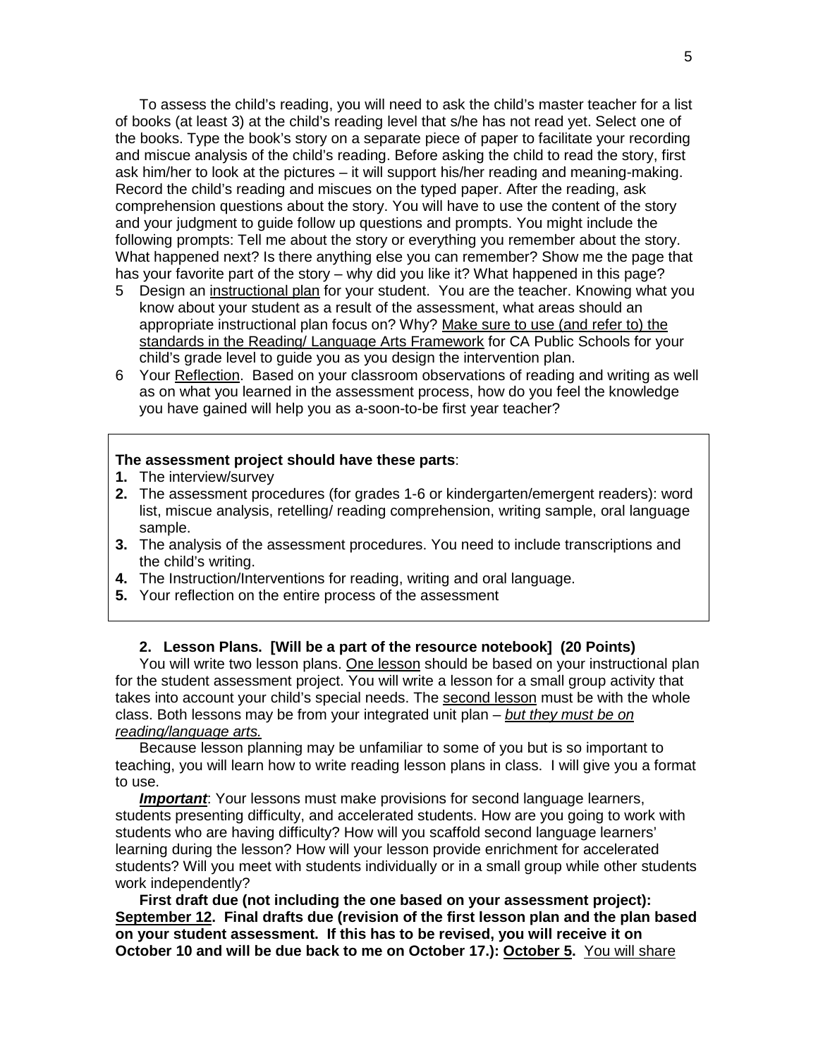To assess the child's reading, you will need to ask the child's master teacher for a list of books (at least 3) at the child's reading level that s/he has not read yet. Select one of the books. Type the book's story on a separate piece of paper to facilitate your recording and miscue analysis of the child's reading. Before asking the child to read the story, first ask him/her to look at the pictures – it will support his/her reading and meaning-making. Record the child's reading and miscues on the typed paper. After the reading, ask comprehension questions about the story. You will have to use the content of the story and your judgment to guide follow up questions and prompts. You might include the following prompts: Tell me about the story or everything you remember about the story. What happened next? Is there anything else you can remember? Show me the page that has your favorite part of the story – why did you like it? What happened in this page?

5 Design an <u>instructional plan</u> for your student. You are the teacher. Knowing what you know about your student as a result of the assessment, what areas should an appropriate instructional plan focus on? Why? <u>Make sure to use (and refer to) the standards in the Reading/ Language Arts Framework</u> for CA Public Schools for your child's grade level to guide you as you design the intervention plan.

6 Your <u>Reflection</u>. Based on your classroom observations of reading and writing as well as on what you learned in the assessment process, how do you feel the knowledge you have gained will help you as a-soon-to-be first year teacher?

**The assessment project should have these parts**:

1. The interview/survey
2. The assessment procedures (for grades 1-6 or kindergarten/emergent readers): word list, miscue analysis, retelling/ reading comprehension, writing sample, oral language sample.
3. The analysis of the assessment procedures. You need to include transcriptions and the child's writing.
4. The Instruction/Interventions for reading, writing and oral language.
5. Your reflection on the entire process of the assessment

### 2. Lesson Plans. [Will be a part of the resource notebook] (20 Points)

You will write two lesson plans. <u>One lesson</u> should be based on your instructional plan for the student assessment project. You will write a lesson for a small group activity that takes into account your child's special needs. The <u>second lesson</u> must be with the whole class. Both lessons may be from your integrated unit plan – <u>*but they must be on reading/language arts.*</u>

Because lesson planning may be unfamiliar to some of you but is so important to teaching, you will learn how to write reading lesson plans in class. I will give you a format to use.

<u>***Important***</u>: Your lessons must make provisions for second language learners, students presenting difficulty, and accelerated students. How are you going to work with students who are having difficulty? How will you scaffold second language learners' learning during the lesson? How will your lesson provide enrichment for accelerated students? Will you meet with students individually or in a small group while other students work independently?

**First draft due (not including the one based on your assessment project): <u>September 12</u>. Final drafts due (revision of the first lesson plan and the plan based on your student assessment. If this has to be revised, you will receive it on October 10 and will be due back to me on October 17.): <u>October 5</u>.** <u>You will share</u>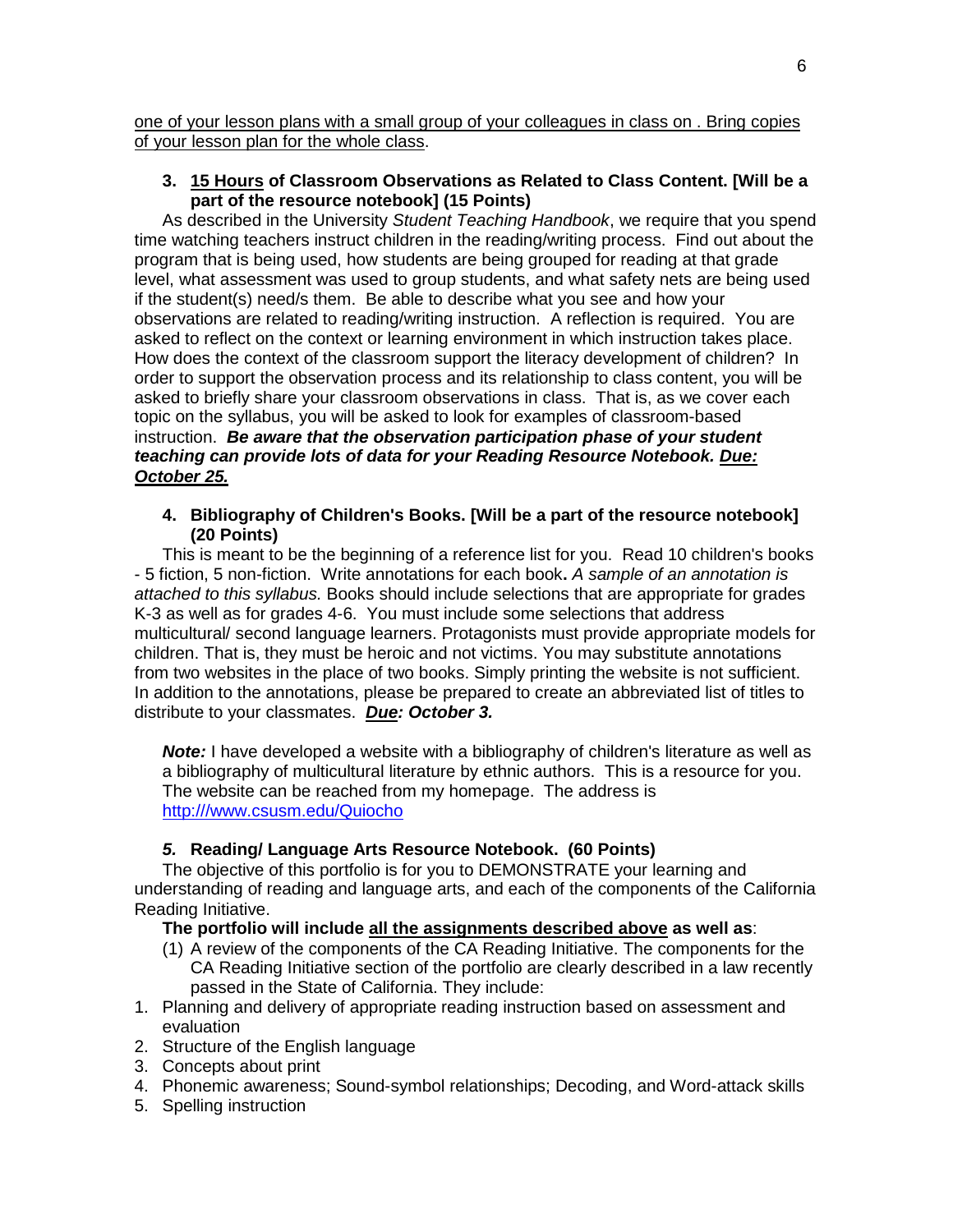<u>one of your lesson plans with a small group of your colleagues in class on . Bring copies of your lesson plan for the whole class</u>.

3. **<u>15 Hours</u> of Classroom Observations as Related to Class Content. [Will be a part of the resource notebook] (15 Points)**

As described in the University *Student Teaching Handbook*, we require that you spend time watching teachers instruct children in the reading/writing process. Find out about the program that is being used, how students are being grouped for reading at that grade level, what assessment was used to group students, and what safety nets are being used if the student(s) need/s them. Be able to describe what you see and how your observations are related to reading/writing instruction. A reflection is required. You are asked to reflect on the context or learning environment in which instruction takes place. How does the context of the classroom support the literacy development of children? In order to support the observation process and its relationship to class content, you will be asked to briefly share your classroom observations in class. That is, as we cover each topic on the syllabus, you will be asked to look for examples of classroom-based instruction. ***Be aware that the observation participation phase of your student teaching can provide lots of data for your Reading Resource Notebook. <u>Due:</u> <u>October 25.</u>***

4. **Bibliography of Children's Books. [Will be a part of the resource notebook] (20 Points)**

This is meant to be the beginning of a reference list for you. Read 10 children's books - 5 fiction, 5 non-fiction. Write annotations for each book**.** *A sample of an annotation is attached to this syllabus.* Books should include selections that are appropriate for grades K-3 as well as for grades 4-6. You must include some selections that address multicultural/ second language learners. Protagonists must provide appropriate models for children. That is, they must be heroic and not victims. You may substitute annotations from two websites in the place of two books. Simply printing the website is not sufficient. In addition to the annotations, please be prepared to create an abbreviated list of titles to distribute to your classmates. ***<u>Due</u>: October 3.***

***Note:*** I have developed a website with a bibliography of children's literature as well as a bibliography of multicultural literature by ethnic authors. This is a resource for you. The website can be reached from my homepage. The address is http:///www.csusm.edu/Quiocho

***5.*** **Reading/ Language Arts Resource Notebook. (60 Points)**

The objective of this portfolio is for you to DEMONSTRATE your learning and understanding of reading and language arts, and each of the components of the California Reading Initiative.

**The portfolio will include <u>all the assignments described above</u> as well as**:

(1) A review of the components of the CA Reading Initiative. The components for the CA Reading Initiative section of the portfolio are clearly described in a law recently passed in the State of California. They include:

1. Planning and delivery of appropriate reading instruction based on assessment and evaluation
2. Structure of the English language
3. Concepts about print
4. Phonemic awareness; Sound-symbol relationships; Decoding, and Word-attack skills
5. Spelling instruction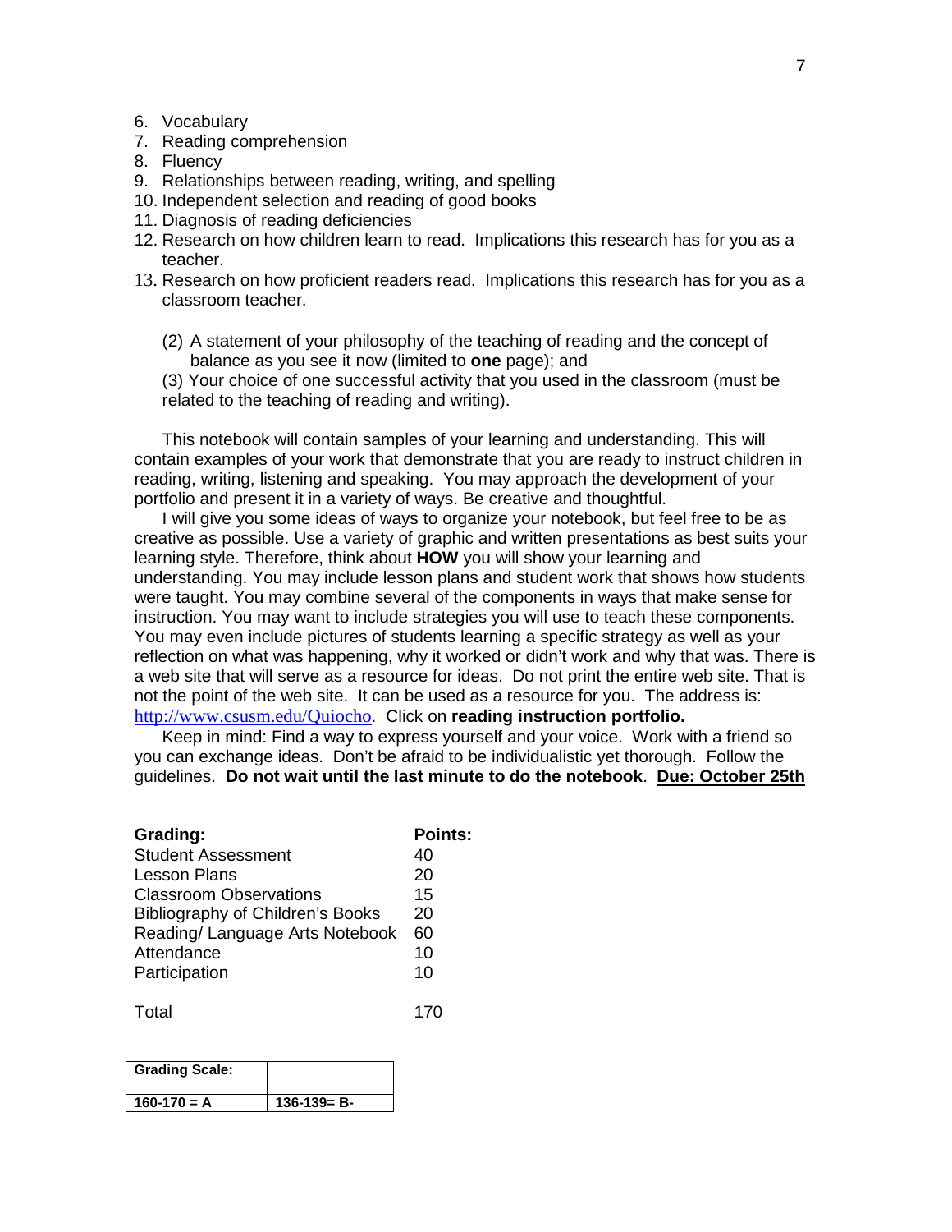6. Vocabulary
7. Reading comprehension
8. Fluency
9. Relationships between reading, writing, and spelling
10. Independent selection and reading of good books
11. Diagnosis of reading deficiencies
12. Research on how children learn to read. Implications this research has for you as a teacher.
13. Research on how proficient readers read. Implications this research has for you as a classroom teacher.

(2) A statement of your philosophy of the teaching of reading and the concept of balance as you see it now (limited to **one** page); and

(3) Your choice of one successful activity that you used in the classroom (must be related to the teaching of reading and writing).

This notebook will contain samples of your learning and understanding. This will contain examples of your work that demonstrate that you are ready to instruct children in reading, writing, listening and speaking. You may approach the development of your portfolio and present it in a variety of ways. Be creative and thoughtful.

I will give you some ideas of ways to organize your notebook, but feel free to be as creative as possible. Use a variety of graphic and written presentations as best suits your learning style. Therefore, think about **HOW** you will show your learning and understanding. You may include lesson plans and student work that shows how students were taught. You may combine several of the components in ways that make sense for instruction. You may want to include strategies you will use to teach these components. You may even include pictures of students learning a specific strategy as well as your reflection on what was happening, why it worked or didn't work and why that was. There is a web site that will serve as a resource for ideas. Do not print the entire web site. That is not the point of the web site. It can be used as a resource for you. The address is: http://www.csusm.edu/Quiocho. Click on **reading instruction portfolio.**

Keep in mind: Find a way to express yourself and your voice. Work with a friend so you can exchange ideas. Don't be afraid to be individualistic yet thorough. Follow the guidelines. **Do not wait until the last minute to do the notebook**. **Due: October 25th**

| **Grading:** | **Points:** |
|---|---|
| Student Assessment | 40 |
| Lesson Plans | 20 |
| Classroom Observations | 15 |
| Bibliography of Children's Books | 20 |
| Reading/ Language Arts Notebook | 60 |
| Attendance | 10 |
| Participation | 10 |
| | |
| Total | 170 |

| **Grading Scale:** | |
|---|---|
| **160-170 = A** | **136-139= B-** |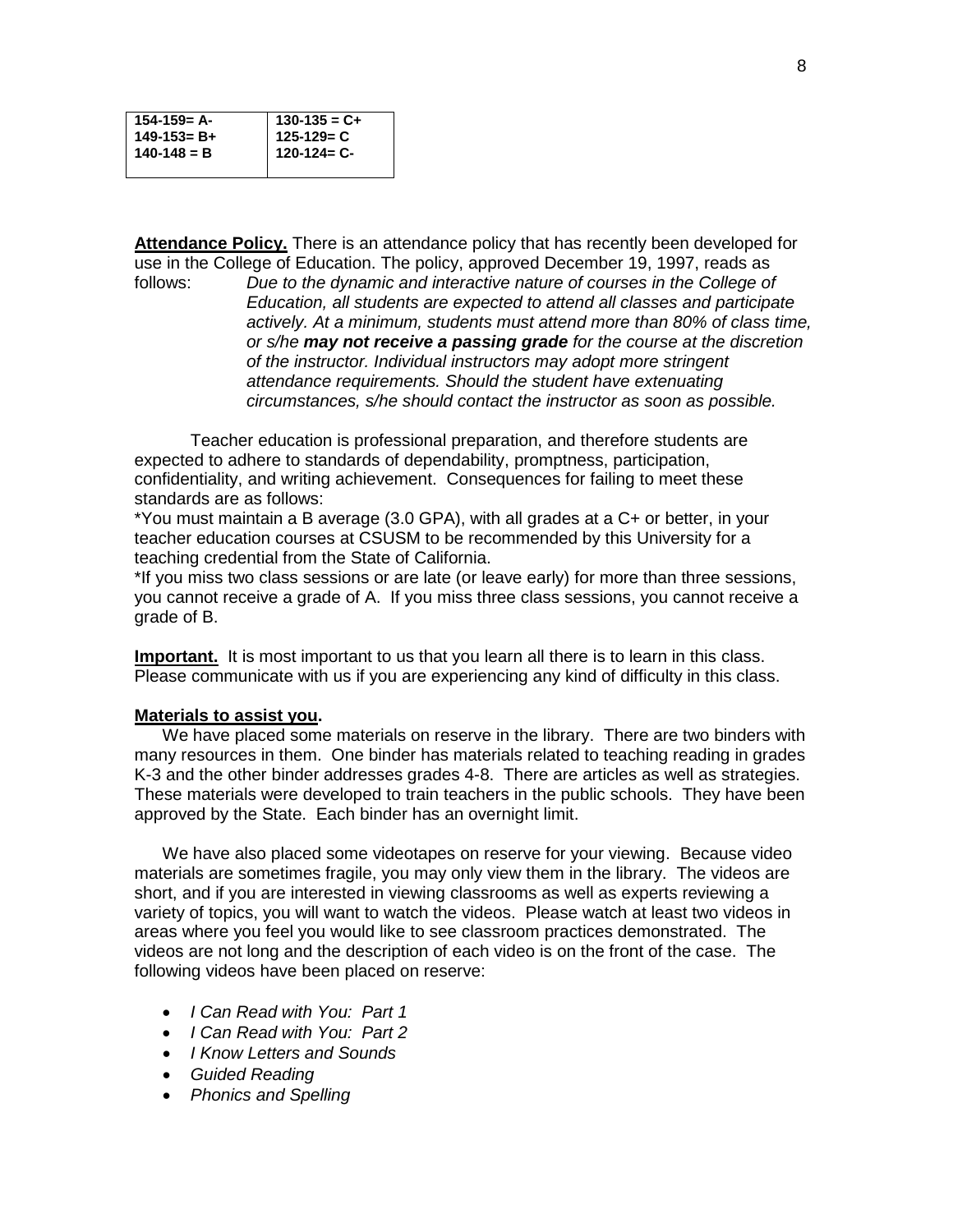| 154-159= A- | 130-135 = C+ |
| --- | --- |
| 149-153= B+ | 125-129= C |
| 140-148 = B | 120-124= C- |

**Attendance Policy.** There is an attendance policy that has recently been developed for use in the College of Education. The policy, approved December 19, 1997, reads as follows: *Due to the dynamic and interactive nature of courses in the College of Education, all students are expected to attend all classes and participate actively. At a minimum, students must attend more than 80% of class time, or s/he **may not receive a passing grade** for the course at the discretion of the instructor. Individual instructors may adopt more stringent attendance requirements. Should the student have extenuating circumstances, s/he should contact the instructor as soon as possible.*

Teacher education is professional preparation, and therefore students are expected to adhere to standards of dependability, promptness, participation, confidentiality, and writing achievement. Consequences for failing to meet these standards are as follows:

*You must maintain a B average (3.0 GPA), with all grades at a C+ or better, in your teacher education courses at CSUSM to be recommended by this University for a teaching credential from the State of California.

*If you miss two class sessions or are late (or leave early) for more than three sessions, you cannot receive a grade of A. If you miss three class sessions, you cannot receive a grade of B.

**Important.** It is most important to us that you learn all there is to learn in this class. Please communicate with us if you are experiencing any kind of difficulty in this class.

**Materials to assist you.**

We have placed some materials on reserve in the library. There are two binders with many resources in them. One binder has materials related to teaching reading in grades K-3 and the other binder addresses grades 4-8. There are articles as well as strategies. These materials were developed to train teachers in the public schools. They have been approved by the State. Each binder has an overnight limit.

We have also placed some videotapes on reserve for your viewing. Because video materials are sometimes fragile, you may only view them in the library. The videos are short, and if you are interested in viewing classrooms as well as experts reviewing a variety of topics, you will want to watch the videos. Please watch at least two videos in areas where you feel you would like to see classroom practices demonstrated. The videos are not long and the description of each video is on the front of the case. The following videos have been placed on reserve:

- *I Can Read with You: Part 1*
- *I Can Read with You: Part 2*
- *I Know Letters and Sounds*
- *Guided Reading*
- *Phonics and Spelling*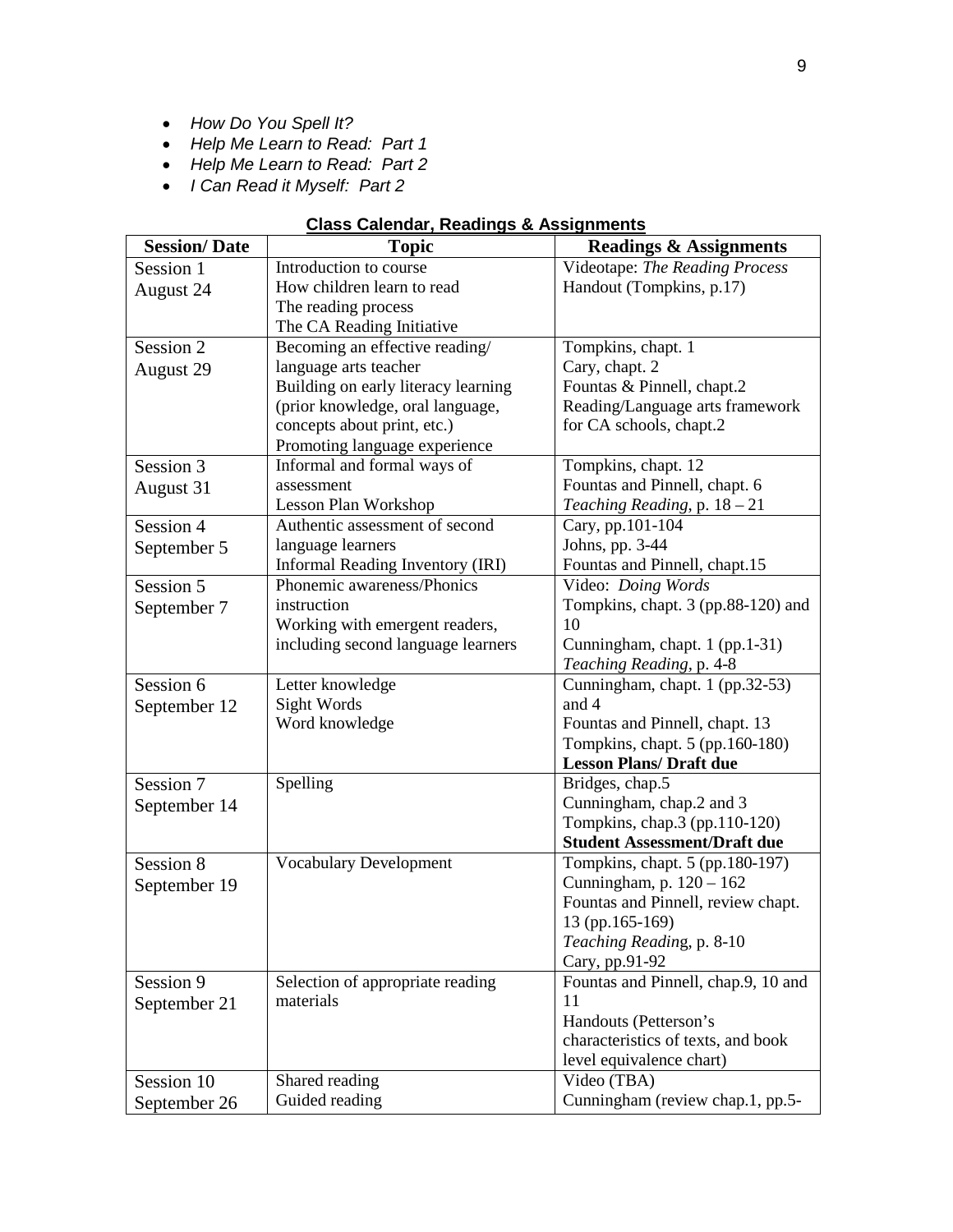- *How Do You Spell It?*
- *Help Me Learn to Read: Part 1*
- *Help Me Learn to Read: Part 2*
- *I Can Read it Myself: Part 2*

**Class Calendar, Readings & Assignments**

| Session/ Date | Topic | Readings & Assignments |
|---|---|---|
| Session 1<br>August 24 | Introduction to course<br>How children learn to read<br>The reading process<br>The CA Reading Initiative | Videotape: *The Reading Process*<br>Handout (Tompkins, p.17) |
| Session 2<br>August 29 | Becoming an effective reading/ language arts teacher<br>Building on early literacy learning (prior knowledge, oral language, concepts about print, etc.)<br>Promoting language experience | Tompkins, chapt. 1<br>Cary, chapt. 2<br>Fountas & Pinnell, chapt.2<br>Reading/Language arts framework for CA schools, chapt.2 |
| Session 3<br>August 31 | Informal and formal ways of assessment<br>Lesson Plan Workshop | Tompkins, chapt. 12<br>Fountas and Pinnell, chapt. 6<br>*Teaching Reading*, p. 18 – 21 |
| Session 4<br>September 5 | Authentic assessment of second language learners<br>Informal Reading Inventory (IRI) | Cary, pp.101-104<br>Johns, pp. 3-44<br>Fountas and Pinnell, chapt.15 |
| Session 5<br>September 7 | Phonemic awareness/Phonics instruction<br>Working with emergent readers, including second language learners | Video: *Doing Words*<br>Tompkins, chapt. 3 (pp.88-120) and 10<br>Cunningham, chapt. 1 (pp.1-31)<br>*Teaching Reading*, p. 4-8 |
| Session 6<br>September 12 | Letter knowledge<br>Sight Words<br>Word knowledge | Cunningham, chapt. 1 (pp.32-53) and 4<br>Fountas and Pinnell, chapt. 13<br>Tompkins, chapt. 5 (pp.160-180)<br>**Lesson Plans/ Draft due** |
| Session 7<br>September 14 | Spelling | Bridges, chap.5<br>Cunningham, chap.2 and 3<br>Tompkins, chap.3 (pp.110-120)<br>**Student Assessment/Draft due** |
| Session 8<br>September 19 | Vocabulary Development | Tompkins, chapt. 5 (pp.180-197)<br>Cunningham, p. 120 – 162<br>Fountas and Pinnell, review chapt. 13 (pp.165-169)<br>*Teaching Reading*, p. 8-10<br>Cary, pp.91-92 |
| Session 9<br>September 21 | Selection of appropriate reading materials | Fountas and Pinnell, chap.9, 10 and 11<br>Handouts (Petterson's characteristics of texts, and book level equivalence chart) |
| Session 10<br>September 26 | Shared reading<br>Guided reading | Video (TBA)<br>Cunningham (review chap.1, pp.5- |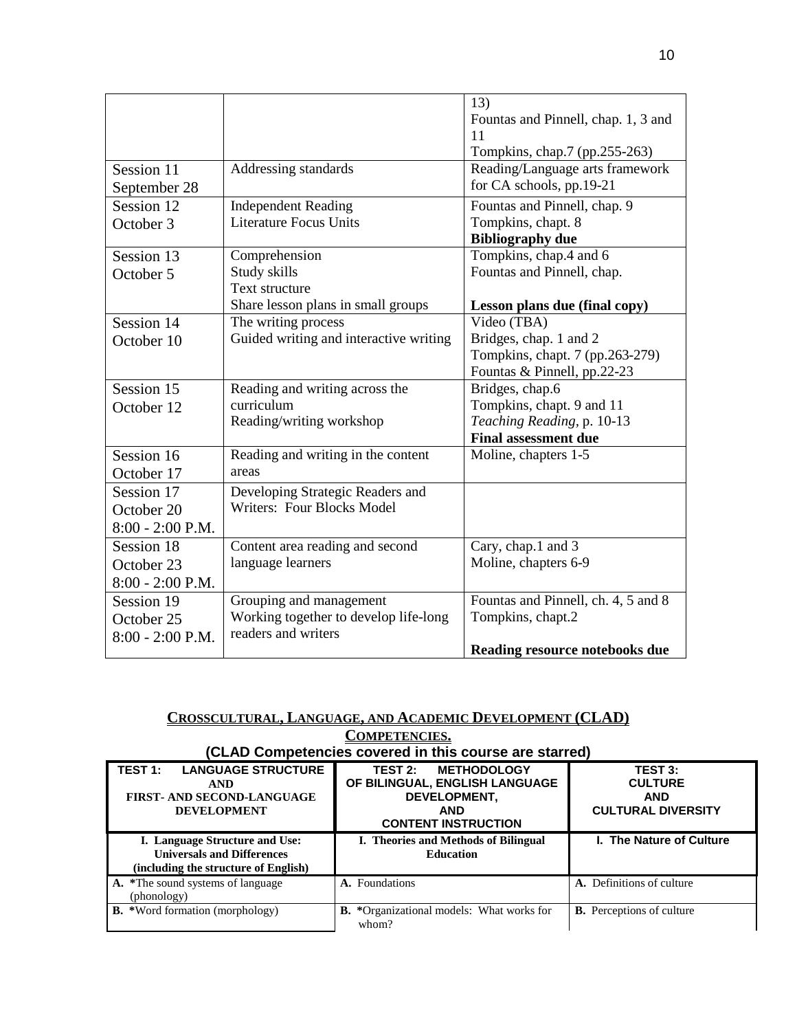| | | |
|---|---|---|
| | | 13)<br>Fountas and Pinnell, chap. 1, 3 and 11<br>Tompkins, chap.7 (pp.255-263) |
| Session 11<br>September 28 | Addressing standards | Reading/Language arts framework for CA schools, pp.19-21 |
| Session 12<br>October 3 | Independent Reading<br>Literature Focus Units | Fountas and Pinnell, chap. 9<br>Tompkins, chapt. 8<br>**Bibliography due** |
| Session 13<br>October 5 | Comprehension<br>Study skills<br>Text structure<br>Share lesson plans in small groups | Tompkins, chap.4 and 6<br>Fountas and Pinnell, chap.<br><br>**Lesson plans due (final copy)** |
| Session 14<br>October 10 | The writing process<br>Guided writing and interactive writing | Video (TBA)<br>Bridges, chap. 1 and 2<br>Tompkins, chapt. 7 (pp.263-279)<br>Fountas & Pinnell, pp.22-23 |
| Session 15<br>October 12 | Reading and writing across the curriculum<br>Reading/writing workshop | Bridges, chap.6<br>Tompkins, chapt. 9 and 11<br>*Teaching Reading*, p. 10-13<br>**Final assessment due** |
| Session 16<br>October 17 | Reading and writing in the content areas | Moline, chapters 1-5 |
| Session 17<br>October 20<br>8:00 - 2:00 P.M. | Developing Strategic Readers and Writers: Four Blocks Model | |
| Session 18<br>October 23<br>8:00 - 2:00 P.M. | Content area reading and second language learners | Cary, chap.1 and 3<br>Moline, chapters 6-9 |
| Session 19<br>October 25<br>8:00 - 2:00 P.M. | Grouping and management<br>Working together to develop life-long readers and writers | Fountas and Pinnell, ch. 4, 5 and 8<br>Tompkins, chapt.2<br><br>**Reading resource notebooks due** |

## CROSSCULTURAL, LANGUAGE, AND ACADEMIC DEVELOPMENT (CLAD) COMPETENCIES.

**(CLAD Competencies covered in this course are starred)**

| TEST 1: LANGUAGE STRUCTURE AND FIRST- AND SECOND-LANGUAGE DEVELOPMENT | TEST 2: METHODOLOGY OF BILINGUAL, ENGLISH LANGUAGE DEVELOPMENT, AND CONTENT INSTRUCTION | TEST 3: CULTURE AND CULTURAL DIVERSITY |
|---|---|---|
| **I. Language Structure and Use: Universals and Differences (including the structure of English)** | **I. Theories and Methods of Bilingual Education** | **I. The Nature of Culture** |
| **A.** *The sound systems of language (phonology) | **A.** Foundations | **A.** Definitions of culture |
| **B.** *Word formation (morphology) | **B.** *Organizational models: What works for whom? | **B.** Perceptions of culture |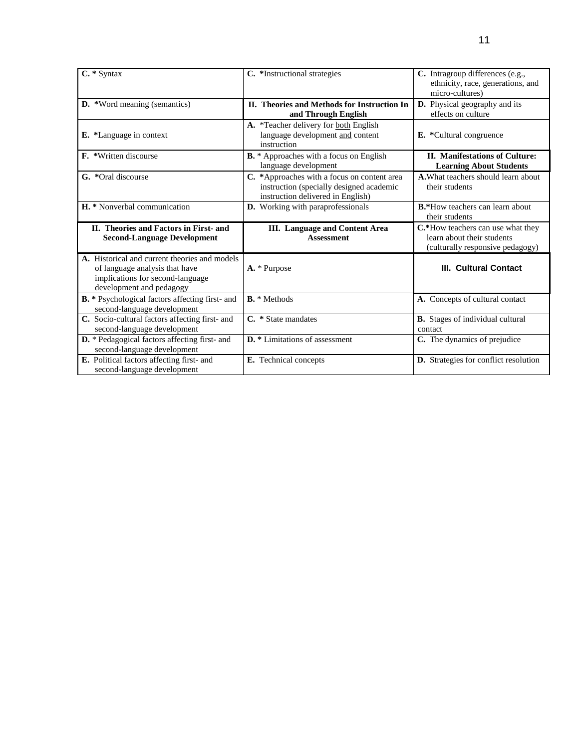| | | |
|---|---|---|
| **C.** * Syntax | **C.** *Instructional strategies | **C.** Intragroup differences (e.g., ethnicity, race, generations, and micro-cultures) |
| **D.** *Word meaning (semantics) | **II. Theories and Methods for Instruction In and Through English** | **D.** Physical geography and its effects on culture |
| **E.** *Language in context | **A.** *Teacher delivery for both English language development and content instruction | **E.** *Cultural congruence |
| **F.** *Written discourse | **B.** * Approaches with a focus on English language development | **II. Manifestations of Culture: Learning About Students** |
| **G.** *Oral discourse | **C.** *Approaches with a focus on content area instruction (specially designed academic instruction delivered in English) | **A.** What teachers should learn about their students |
| **H.** * Nonverbal communication | **D.** Working with paraprofessionals | **B.***How teachers can learn about their students |
| **II. Theories and Factors in First- and Second-Language Development** | **III. Language and Content Area Assessment** | **C.***How teachers can use what they learn about their students (culturally responsive pedagogy) |
| **A.** Historical and current theories and models of language analysis that have implications for second-language development and pedagogy | **A.** * Purpose | **III. Cultural Contact** |
| **B.** * Psychological factors affecting first- and second-language development | **B.** * Methods | **A.** Concepts of cultural contact |
| **C.** Socio-cultural factors affecting first- and second-language development | **C.** * State mandates | **B.** Stages of individual cultural contact |
| **D.** * Pedagogical factors affecting first- and second-language development | **D.** * Limitations of assessment | **C.** The dynamics of prejudice |
| **E.** Political factors affecting first- and second-language development | **E.** Technical concepts | **D.** Strategies for conflict resolution |